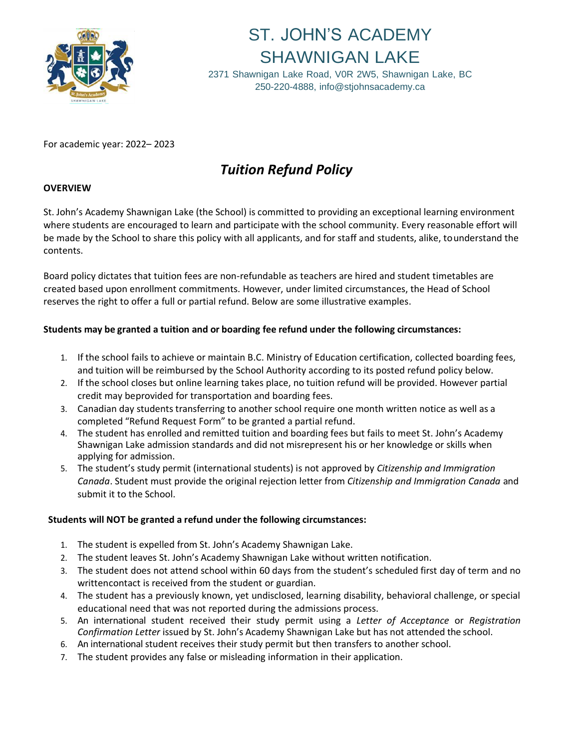# ST. JOHN'S ACADEMY SHAWNIGAN LAKE

2371 Shawnigan Lake Road, V0R 2W5, Shawnigan Lake, BC
250-220-4888, info@stjohnsacademy.ca

For academic year: 2022– 2023

## *Tuition Refund Policy*

**OVERVIEW**

St. John's Academy Shawnigan Lake (the School) is committed to providing an exceptional learning environment where students are encouraged to learn and participate with the school community. Every reasonable effort will be made by the School to share this policy with all applicants, and for staff and students, alike, to understand the contents.

Board policy dictates that tuition fees are non-refundable as teachers are hired and student timetables are created based upon enrollment commitments. However, under limited circumstances, the Head of School reserves the right to offer a full or partial refund. Below are some illustrative examples.

**Students may be granted a tuition and or boarding fee refund under the following circumstances:**

1. If the school fails to achieve or maintain B.C. Ministry of Education certification, collected boarding fees, and tuition will be reimbursed by the School Authority according to its posted refund policy below.
2. If the school closes but online learning takes place, no tuition refund will be provided. However partial credit may beprovided for transportation and boarding fees.
3. Canadian day students transferring to another school require one month written notice as well as a completed "Refund Request Form" to be granted a partial refund.
4. The student has enrolled and remitted tuition and boarding fees but fails to meet St. John's Academy Shawnigan Lake admission standards and did not misrepresent his or her knowledge or skills when applying for admission.
5. The student's study permit (international students) is not approved by *Citizenship and Immigration Canada*. Student must provide the original rejection letter from *Citizenship and Immigration Canada* and submit it to the School.

**Students will NOT be granted a refund under the following circumstances:**

1. The student is expelled from St. John's Academy Shawnigan Lake.
2. The student leaves St. John's Academy Shawnigan Lake without written notification.
3. The student does not attend school within 60 days from the student's scheduled first day of term and no writtencontact is received from the student or guardian.
4. The student has a previously known, yet undisclosed, learning disability, behavioral challenge, or special educational need that was not reported during the admissions process.
5. An international student received their study permit using a *Letter of Acceptance* or *Registration Confirmation Letter* issued by St. John's Academy Shawnigan Lake but has not attended the school.
6. An international student receives their study permit but then transfers to another school.
7. The student provides any false or misleading information in their application.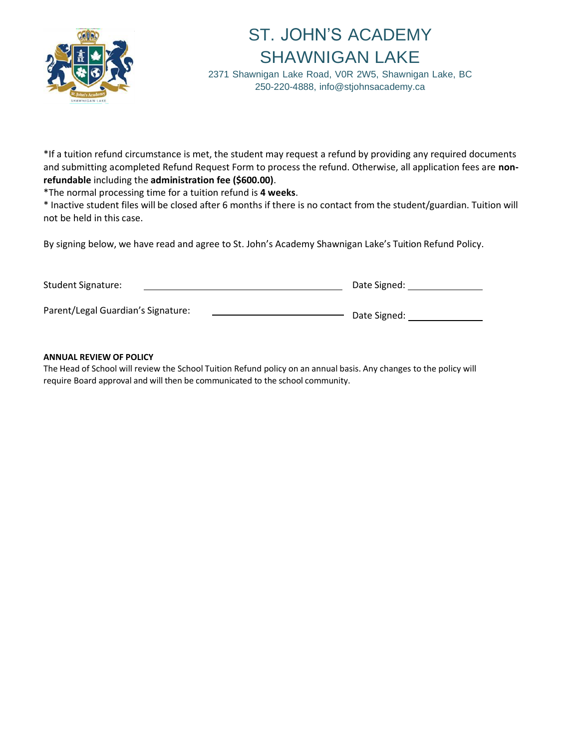# ST. JOHN'S ACADEMY SHAWNIGAN LAKE

2371 Shawnigan Lake Road, V0R 2W5, Shawnigan Lake, BC
250-220-4888, info@stjohnsacademy.ca

*If a tuition refund circumstance is met, the student may request a refund by providing any required documents and submitting acompleted Refund Request Form to process the refund. Otherwise, all application fees are **non-refundable** including the **administration fee ($600.00)**.
*The normal processing time for a tuition refund is **4 weeks**.
* Inactive student files will be closed after 6 months if there is no contact from the student/guardian. Tuition will not be held in this case.

By signing below, we have read and agree to St. John's Academy Shawnigan Lake's Tuition Refund Policy.

Student Signature: ______________________________ Date Signed: ____________

Parent/Legal Guardian's Signature: ______________________ Date Signed: ____________

**ANNUAL REVIEW OF POLICY**

The Head of School will review the School Tuition Refund policy on an annual basis. Any changes to the policy will require Board approval and will then be communicated to the school community.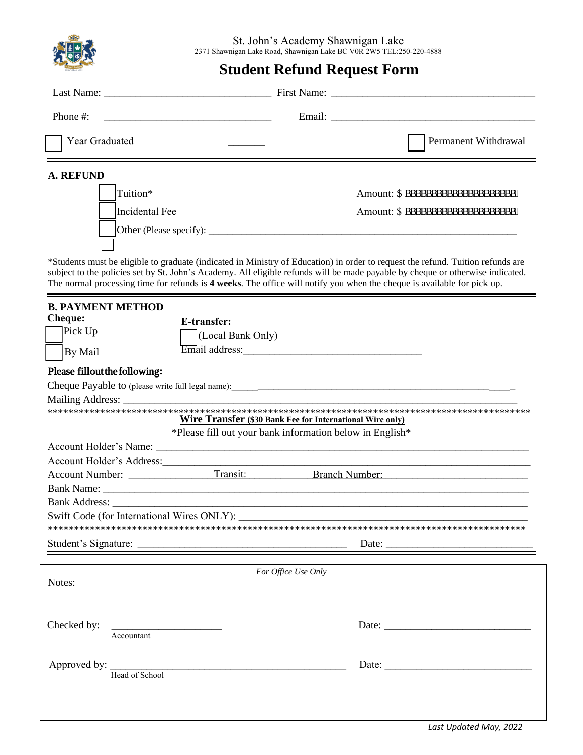St. John's Academy Shawnigan Lake
2371 Shawnigan Lake Road, Shawnigan Lake BC V0R 2W5 TEL:250-220-4888

# Student Refund Request Form

Last Name: ______________________________ First Name: ____________________________________

Phone #: ______________________________ Email: _____________________________________

☐ Year Graduated _______ ☐ Permanent Withdrawal

## A. REFUND

☐ Tuition* Amount: $ BBBBBBBBBBBBBBBBBBBB

☐ Incidental Fee Amount: $ BBBBBBBBBBBBBBBBBBBB

☐ Other (Please specify): ___________________________________________________________

☐

*Students must be eligible to graduate (indicated in Ministry of Education) in order to request the refund. Tuition refunds are subject to the policies set by St. John's Academy. All eligible refunds will be made payable by cheque or otherwise indicated. The normal processing time for refunds is **4 weeks**. The office will notify you when the cheque is available for pick up.

## B. PAYMENT METHOD

**Cheque:**

☐ Pick Up

☐ By Mail

**E-transfer:**

☐ (Local Bank Only)

Email address:_________________________________

**Please fill out the following:**

Cheque Payable to (please write full legal name):______________________________________________________

Mailing Address: _________________________________________________________________________

******************************************************************************************

**Wire Transfer** **($30 Bank Fee for International Wire only)**

*Please fill out your bank information below in English*

Account Holder's Name: _____________________________________________________________________

Account Holder's Address:___________________________________________________________________

Account Number: _______________ Transit: ___________ Branch Number: __________________________

Bank Name: _______________________________________________________________________________

Bank Address: _____________________________________________________________________________

Swift Code (for International Wires ONLY): ____________________________________________________

******************************************************************************************

Student's Signature: ______________________________________ Date: ___________________________

*For Office Use Only*

Notes:

Checked by: ____________________ Date: ____________________________
Accountant

Approved by: ____________________________________________ Date: ____________________________
Head of School

*Last Updated May, 2022*